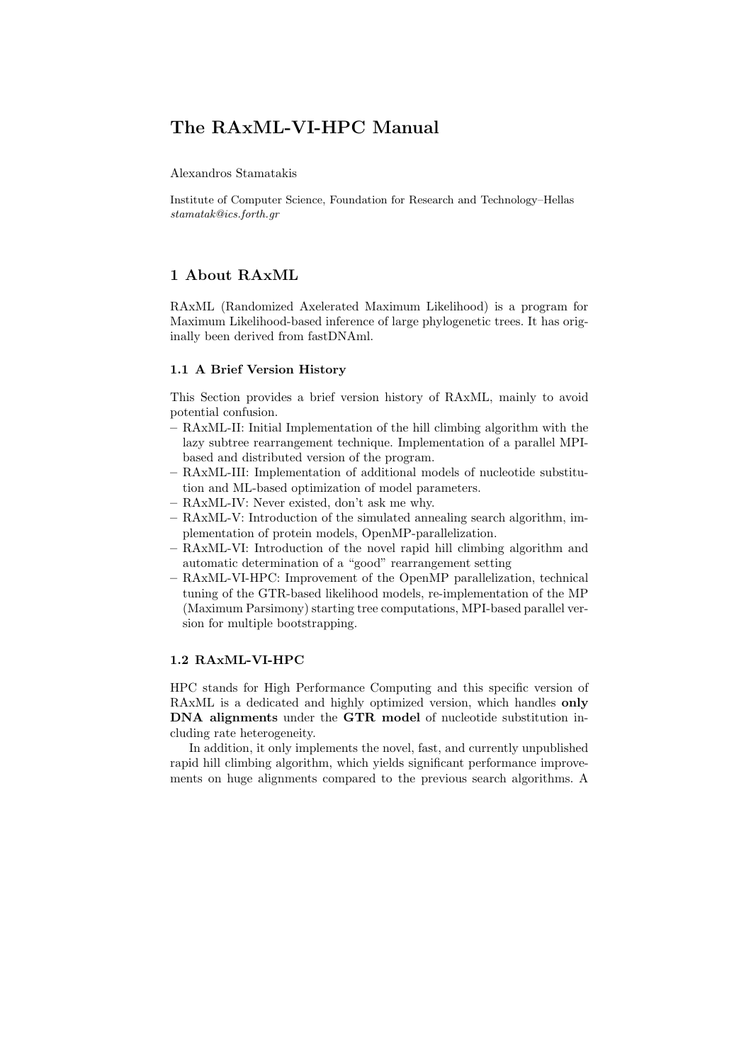# The RAxML-VI-HPC Manual

Alexandros Stamatakis

Institute of Computer Science, Foundation for Research and Technology–Hellas
*stamatak@ics.forth.gr*

## 1 About RAxML

RAxML (Randomized Axelerated Maximum Likelihood) is a program for Maximum Likelihood-based inference of large phylogenetic trees. It has originally been derived from fastDNAml.

### 1.1 A Brief Version History

This Section provides a brief version history of RAxML, mainly to avoid potential confusion.

- RAxML-II: Initial Implementation of the hill climbing algorithm with the lazy subtree rearrangement technique. Implementation of a parallel MPI-based and distributed version of the program.
- RAxML-III: Implementation of additional models of nucleotide substitution and ML-based optimization of model parameters.
- RAxML-IV: Never existed, don't ask me why.
- RAxML-V: Introduction of the simulated annealing search algorithm, implementation of protein models, OpenMP-parallelization.
- RAxML-VI: Introduction of the novel rapid hill climbing algorithm and automatic determination of a "good" rearrangement setting
- RAxML-VI-HPC: Improvement of the OpenMP parallelization, technical tuning of the GTR-based likelihood models, re-implementation of the MP (Maximum Parsimony) starting tree computations, MPI-based parallel version for multiple bootstrapping.

### 1.2 RAxML-VI-HPC

HPC stands for High Performance Computing and this specific version of RAxML is a dedicated and highly optimized version, which handles **only DNA alignments** under the **GTR model** of nucleotide substitution including rate heterogeneity.

In addition, it only implements the novel, fast, and currently unpublished rapid hill climbing algorithm, which yields significant performance improvements on huge alignments compared to the previous search algorithms. A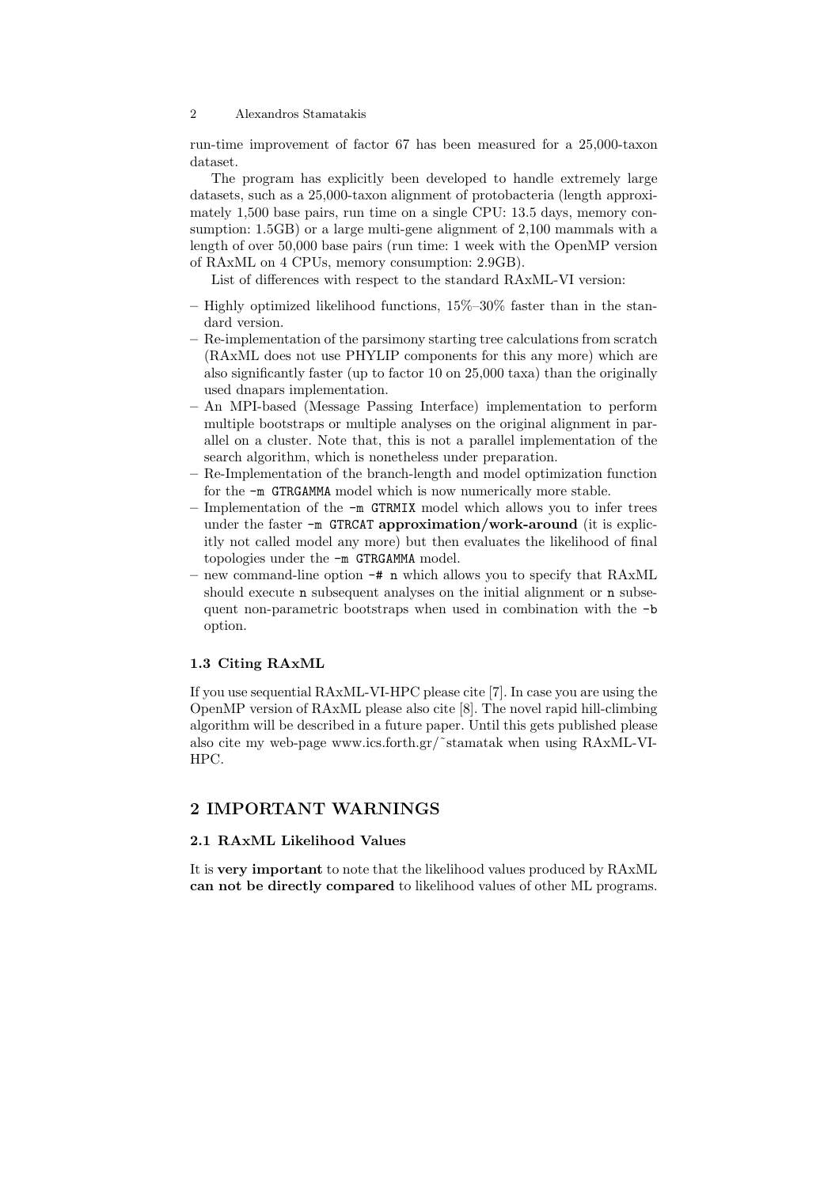run-time improvement of factor 67 has been measured for a 25,000-taxon dataset.

The program has explicitly been developed to handle extremely large datasets, such as a 25,000-taxon alignment of protobacteria (length approximately 1,500 base pairs, run time on a single CPU: 13.5 days, memory consumption: 1.5GB) or a large multi-gene alignment of 2,100 mammals with a length of over 50,000 base pairs (run time: 1 week with the OpenMP version of RAxML on 4 CPUs, memory consumption: 2.9GB).

List of differences with respect to the standard RAxML-VI version:

- Highly optimized likelihood functions, 15%–30% faster than in the standard version.
- Re-implementation of the parsimony starting tree calculations from scratch (RAxML does not use PHYLIP components for this any more) which are also significantly faster (up to factor 10 on 25,000 taxa) than the originally used dnapars implementation.
- An MPI-based (Message Passing Interface) implementation to perform multiple bootstraps or multiple analyses on the original alignment in parallel on a cluster. Note that, this is not a parallel implementation of the search algorithm, which is nonetheless under preparation.
- Re-Implementation of the branch-length and model optimization function for the `-m GTRGAMMA` model which is now numerically more stable.
- Implementation of the `-m GTRMIX` model which allows you to infer trees under the faster `-m GTRCAT` **approximation/work-around** (it is explicitly not called model any more) but then evaluates the likelihood of final topologies under the `-m GTRGAMMA` model.
- new command-line option `-# n` which allows you to specify that RAxML should execute `n` subsequent analyses on the initial alignment or `n` subsequent non-parametric bootstraps when used in combination with the `-b` option.

### 1.3 Citing RAxML

If you use sequential RAxML-VI-HPC please cite [7]. In case you are using the OpenMP version of RAxML please also cite [8]. The novel rapid hill-climbing algorithm will be described in a future paper. Until this gets published please also cite my web-page www.ics.forth.gr/˜stamatak when using RAxML-VI-HPC.

## 2 IMPORTANT WARNINGS

### 2.1 RAxML Likelihood Values

It is **very important** to note that the likelihood values produced by RAxML **can not be directly compared** to likelihood values of other ML programs.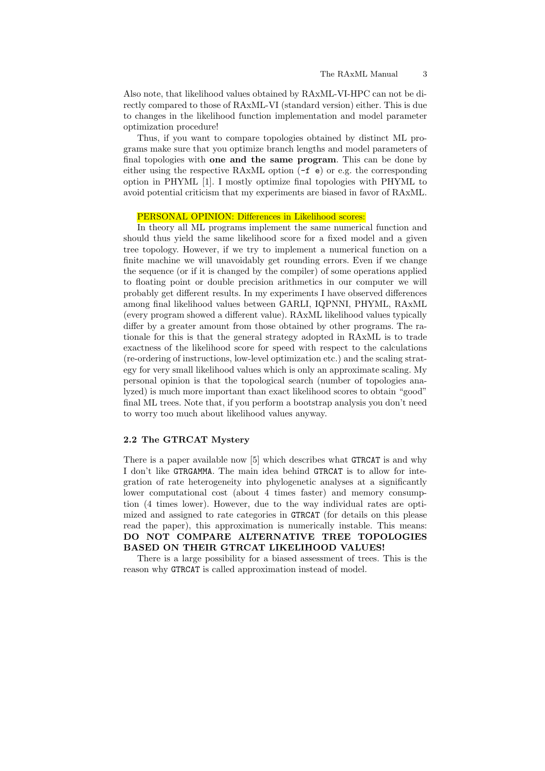Also note, that likelihood values obtained by RAxML-VI-HPC can not be directly compared to those of RAxML-VI (standard version) either. This is due to changes in the likelihood function implementation and model parameter optimization procedure!

Thus, if you want to compare topologies obtained by distinct ML programs make sure that you optimize branch lengths and model parameters of final topologies with **one and the same program**. This can be done by either using the respective RAxML option (`-f e`) or e.g. the corresponding option in PHYML [1]. I mostly optimize final topologies with PHYML to avoid potential criticism that my experiments are biased in favor of RAxML.

PERSONAL OPINION: Differences in Likelihood scores:

In theory all ML programs implement the same numerical function and should thus yield the same likelihood score for a fixed model and a given tree topology. However, if we try to implement a numerical function on a finite machine we will unavoidably get rounding errors. Even if we change the sequence (or if it is changed by the compiler) of some operations applied to floating point or double precision arithmetics in our computer we will probably get different results. In my experiments I have observed differences among final likelihood values between GARLI, IQPNNI, PHYML, RAxML (every program showed a different value). RAxML likelihood values typically differ by a greater amount from those obtained by other programs. The rationale for this is that the general strategy adopted in RAxML is to trade exactness of the likelihood score for speed with respect to the calculations (re-ordering of instructions, low-level optimization etc.) and the scaling strategy for very small likelihood values which is only an approximate scaling. My personal opinion is that the topological search (number of topologies analyzed) is much more important than exact likelihood scores to obtain "good" final ML trees. Note that, if you perform a bootstrap analysis you don't need to worry too much about likelihood values anyway.

### 2.2 The GTRCAT Mystery

There is a paper available now [5] which describes what `GTRCAT` is and why I don't like `GTRGAMMA`. The main idea behind `GTRCAT` is to allow for integration of rate heterogeneity into phylogenetic analyses at a significantly lower computational cost (about 4 times faster) and memory consumption (4 times lower). However, due to the way individual rates are optimized and assigned to rate categories in `GTRCAT` (for details on this please read the paper), this approximation is numerically instable. This means: **DO NOT COMPARE ALTERNATIVE TREE TOPOLOGIES BASED ON THEIR GTRCAT LIKELIHOOD VALUES!**

There is a large possibility for a biased assessment of trees. This is the reason why `GTRCAT` is called approximation instead of model.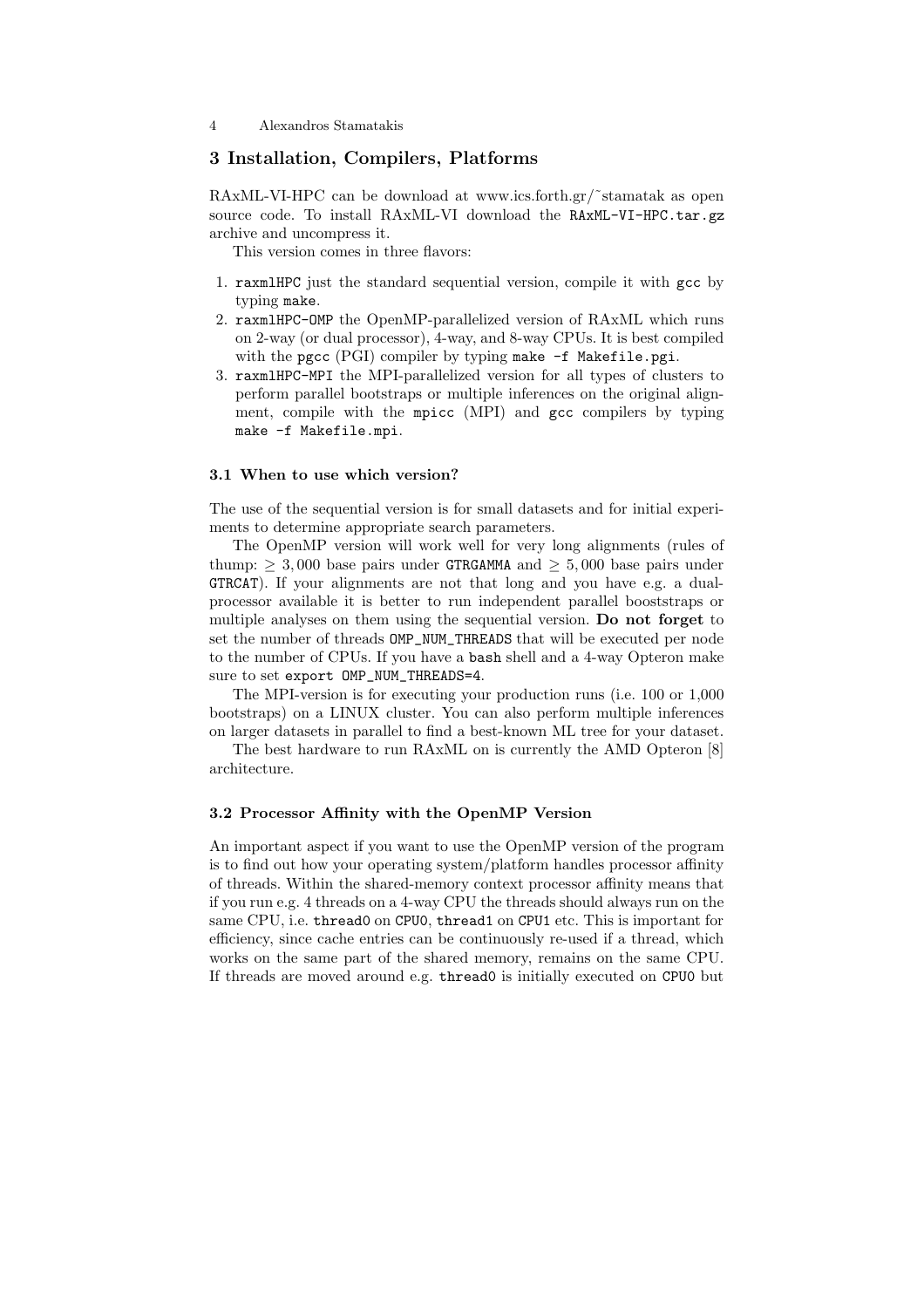## 3 Installation, Compilers, Platforms

RAxML-VI-HPC can be download at www.ics.forth.gr/˜stamatak as open source code. To install RAxML-VI download the `RAxML-VI-HPC.tar.gz` archive and uncompress it.

This version comes in three flavors:

1. `raxmlHPC` just the standard sequential version, compile it with `gcc` by typing `make`.
2. `raxmlHPC-OMP` the OpenMP-parallelized version of RAxML which runs on 2-way (or dual processor), 4-way, and 8-way CPUs. It is best compiled with the `pgcc` (PGI) compiler by typing `make -f Makefile.pgi`.
3. `raxmlHPC-MPI` the MPI-parallelized version for all types of clusters to perform parallel bootstraps or multiple inferences on the original alignment, compile with the `mpicc` (MPI) and `gcc` compilers by typing `make -f Makefile.mpi`.

### 3.1 When to use which version?

The use of the sequential version is for small datasets and for initial experiments to determine appropriate search parameters.

The OpenMP version will work well for very long alignments (rules of thump: $\geq 3,000$ base pairs under `GTRGAMMA` and $\geq 5,000$ base pairs under `GTRCAT`). If your alignments are not that long and you have e.g. a dual-processor available it is better to run independent parallel booststraps or multiple analyses on them using the sequential version. **Do not forget** to set the number of threads `OMP_NUM_THREADS` that will be executed per node to the number of CPUs. If you have a `bash` shell and a 4-way Opteron make sure to set `export OMP_NUM_THREADS=4`.

The MPI-version is for executing your production runs (i.e. 100 or 1,000 bootstraps) on a LINUX cluster. You can also perform multiple inferences on larger datasets in parallel to find a best-known ML tree for your dataset.

The best hardware to run RAxML on is currently the AMD Opteron [8] architecture.

### 3.2 Processor Affinity with the OpenMP Version

An important aspect if you want to use the OpenMP version of the program is to find out how your operating system/platform handles processor affinity of threads. Within the shared-memory context processor affinity means that if you run e.g. 4 threads on a 4-way CPU the threads should always run on the same CPU, i.e. `thread0` on `CPU0`, `thread1` on `CPU1` etc. This is important for efficiency, since cache entries can be continuously re-used if a thread, which works on the same part of the shared memory, remains on the same CPU. If threads are moved around e.g. `thread0` is initially executed on `CPU0` but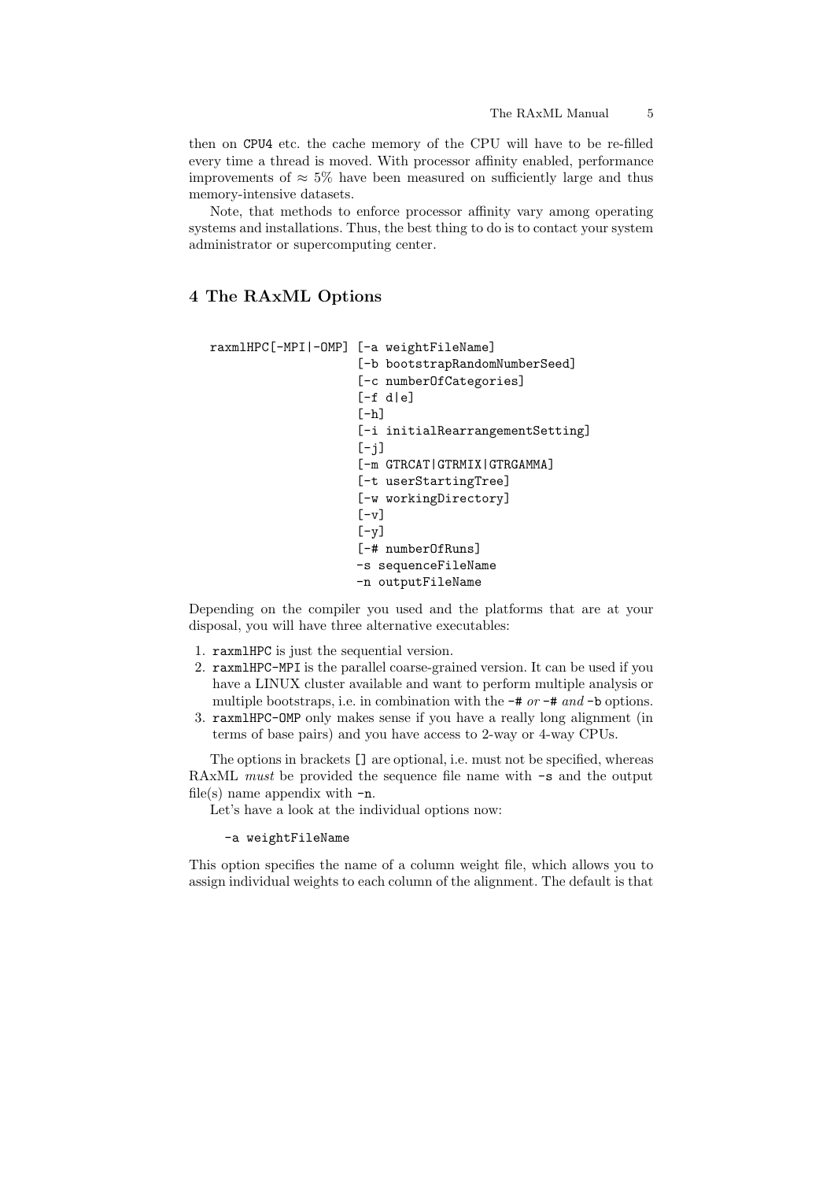then on CPU4 etc. the cache memory of the CPU will have to be re-filled every time a thread is moved. With processor affinity enabled, performance improvements of $\approx 5\%$ have been measured on sufficiently large and thus memory-intensive datasets.

Note, that methods to enforce processor affinity vary among operating systems and installations. Thus, the best thing to do is to contact your system administrator or supercomputing center.

## 4 The RAxML Options

```
raxmlHPC[-MPI|-OMP] [-a weightFileName]
                    [-b bootstrapRandomNumberSeed]
                    [-c numberOfCategories]
                    [-f d|e]
                    [-h]
                    [-i initialRearrangementSetting]
                    [-j]
                    [-m GTRCAT|GTRMIX|GTRGAMMA]
                    [-t userStartingTree]
                    [-w workingDirectory]
                    [-v]
                    [-y]
                    [-# numberOfRuns]
                    -s sequenceFileName
                    -n outputFileName
```

Depending on the compiler you used and the platforms that are at your disposal, you will have three alternative executables:

1. `raxmlHPC` is just the sequential version.
2. `raxmlHPC-MPI` is the parallel coarse-grained version. It can be used if you have a LINUX cluster available and want to perform multiple analysis or multiple bootstraps, i.e. in combination with the `-#` *or* `-#` *and* `-b` options.
3. `raxmlHPC-OMP` only makes sense if you have a really long alignment (in terms of base pairs) and you have access to 2-way or 4-way CPUs.

The options in brackets `[]` are optional, i.e. must not be specified, whereas RAxML *must* be provided the sequence file name with `-s` and the output file(s) name appendix with `-n`.

Let's have a look at the individual options now:

```
-a weightFileName
```

This option specifies the name of a column weight file, which allows you to assign individual weights to each column of the alignment. The default is that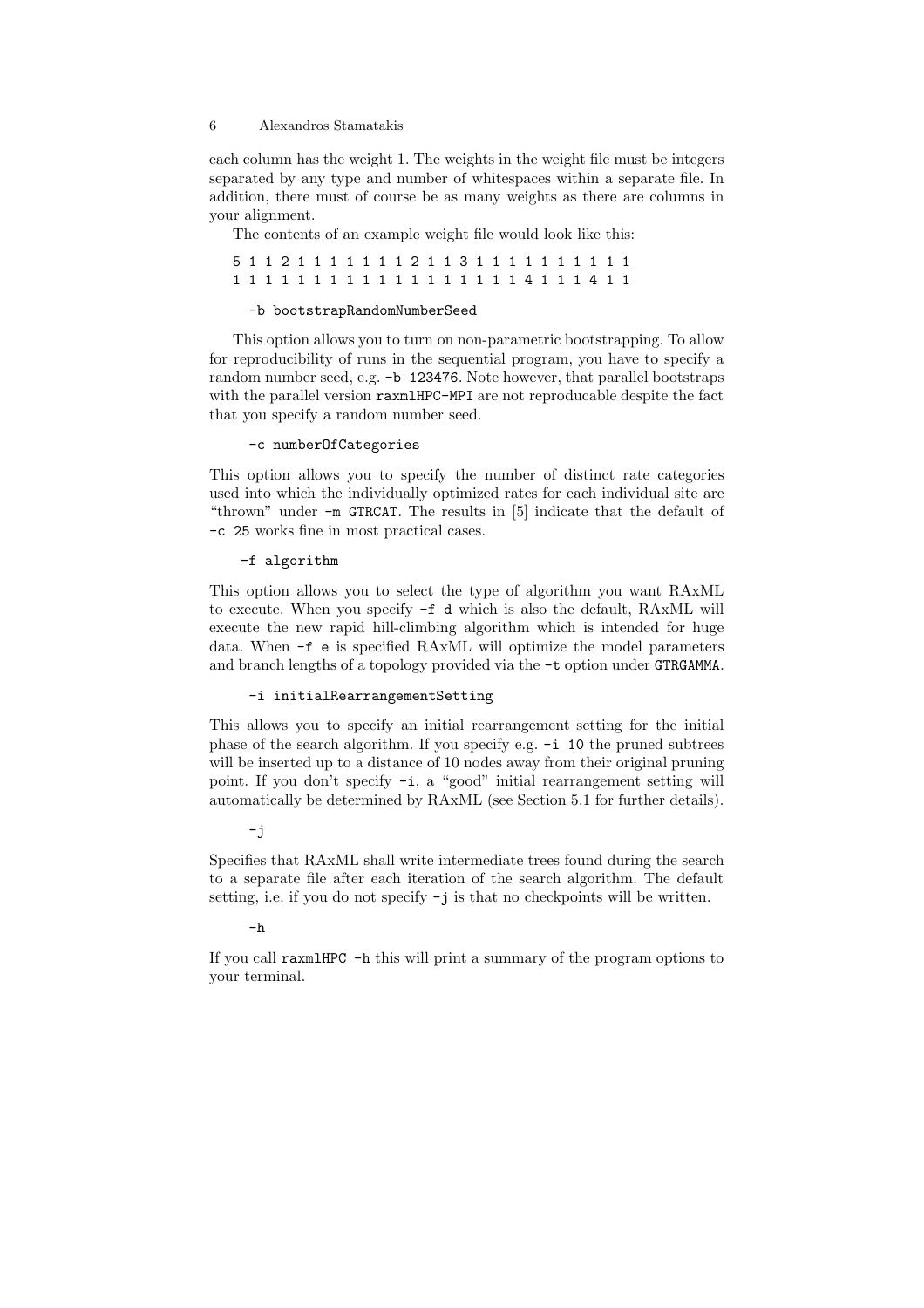each column has the weight 1. The weights in the weight file must be integers separated by any type and number of whitespaces within a separate file. In addition, there must of course be as many weights as there are columns in your alignment.

The contents of an example weight file would look like this:

```
5 1 1 2 1 1 1 1 1 1 1 2 1 1 3 1 1 1 1 1 1 1 1 1 1
1 1 1 1 1 1 1 1 1 1 1 1 1 1 1 1 1 1 4 1 1 1 4 1 1
```

`-b bootstrapRandomNumberSeed`

This option allows you to turn on non-parametric bootstrapping. To allow for reproducibility of runs in the sequential program, you have to specify a random number seed, e.g. `-b 123476`. Note however, that parallel bootstraps with the parallel version `raxmlHPC-MPI` are not reproducable despite the fact that you specify a random number seed.

`-c numberOfCategories`

This option allows you to specify the number of distinct rate categories used into which the individually optimized rates for each individual site are "thrown" under `-m GTRCAT`. The results in [5] indicate that the default of `-c 25` works fine in most practical cases.

`-f algorithm`

This option allows you to select the type of algorithm you want RAxML to execute. When you specify `-f d` which is also the default, RAxML will execute the new rapid hill-climbing algorithm which is intended for huge data. When `-f e` is specified RAxML will optimize the model parameters and branch lengths of a topology provided via the `-t` option under `GTRGAMMA`.

`-i initialRearrangementSetting`

This allows you to specify an initial rearrangement setting for the initial phase of the search algorithm. If you specify e.g. `-i 10` the pruned subtrees will be inserted up to a distance of 10 nodes away from their original pruning point. If you don't specify `-i`, a "good" initial rearrangement setting will automatically be determined by RAxML (see Section 5.1 for further details).

`-j`

Specifies that RAxML shall write intermediate trees found during the search to a separate file after each iteration of the search algorithm. The default setting, i.e. if you do not specify `-j` is that no checkpoints will be written.

`-h`

If you call `raxmlHPC -h` this will print a summary of the program options to your terminal.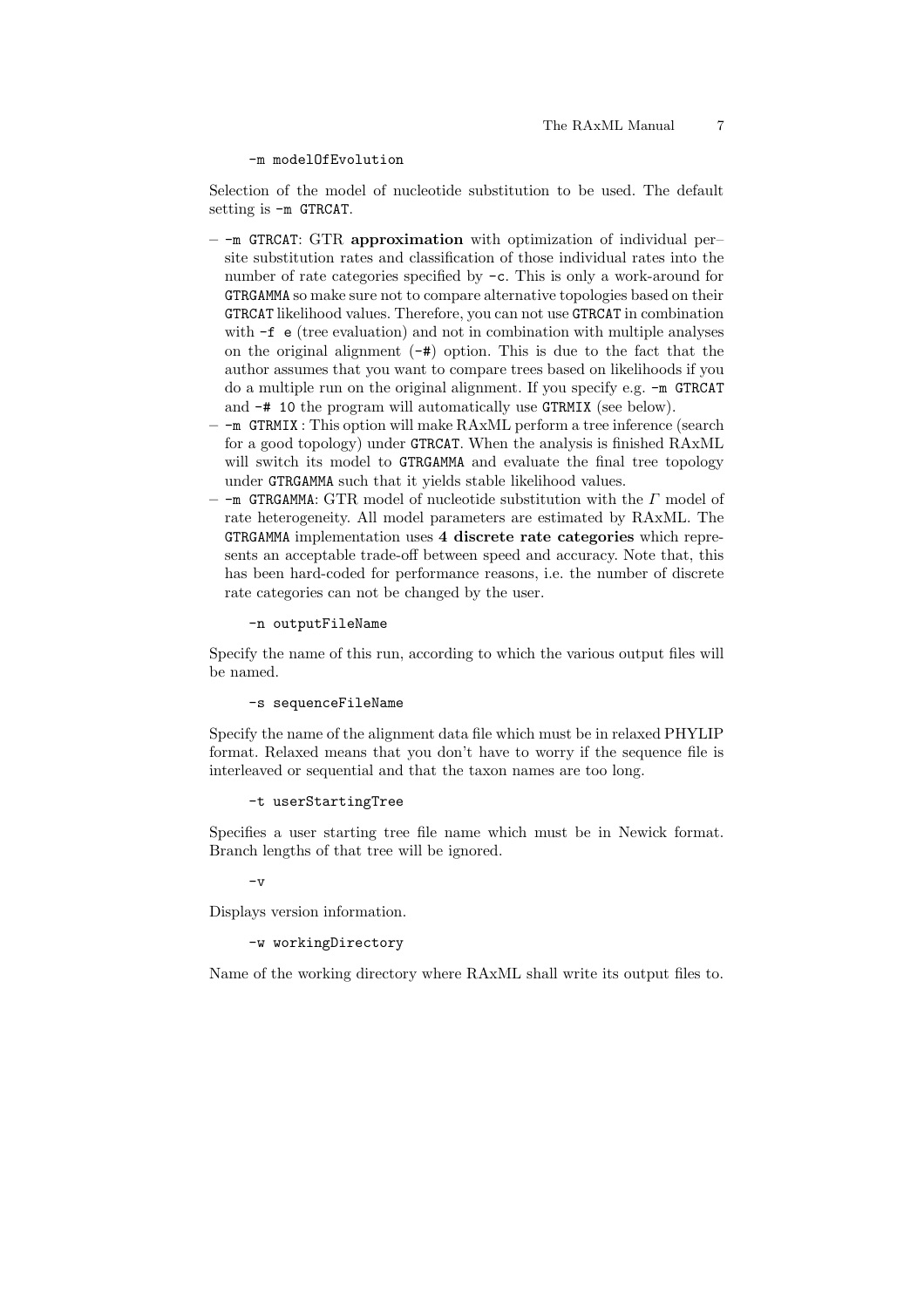```
-m modelOfEvolution
```

Selection of the model of nucleotide substitution to be used. The default setting is `-m GTRCAT`.

- `-m GTRCAT`: GTR **approximation** with optimization of individual per–site substitution rates and classification of those individual rates into the number of rate categories specified by `-c`. This is only a work-around for `GTRGAMMA` so make sure not to compare alternative topologies based on their `GTRCAT` likelihood values. Therefore, you can not use `GTRCAT` in combination with `-f e` (tree evaluation) and not in combination with multiple analyses on the original alignment (`-#`) option. This is due to the fact that the author assumes that you want to compare trees based on likelihoods if you do a multiple run on the original alignment. If you specify e.g. `-m GTRCAT` and `-# 10` the program will automatically use `GTRMIX` (see below).
- `-m GTRMIX` : This option will make RAxML perform a tree inference (search for a good topology) under `GTRCAT`. When the analysis is finished RAxML will switch its model to `GTRGAMMA` and evaluate the final tree topology under `GTRGAMMA` such that it yields stable likelihood values.
- `-m GTRGAMMA`: GTR model of nucleotide substitution with the $\Gamma$ model of rate heterogeneity. All model parameters are estimated by RAxML. The `GTRGAMMA` implementation uses **4 discrete rate categories** which represents an acceptable trade-off between speed and accuracy. Note that, this has been hard-coded for performance reasons, i.e. the number of discrete rate categories can not be changed by the user.

```
-n outputFileName
```

Specify the name of this run, according to which the various output files will be named.

```
-s sequenceFileName
```

Specify the name of the alignment data file which must be in relaxed PHYLIP format. Relaxed means that you don't have to worry if the sequence file is interleaved or sequential and that the taxon names are too long.

```
-t userStartingTree
```

Specifies a user starting tree file name which must be in Newick format. Branch lengths of that tree will be ignored.

```
-v
```

Displays version information.

```
-w workingDirectory
```

Name of the working directory where RAxML shall write its output files to.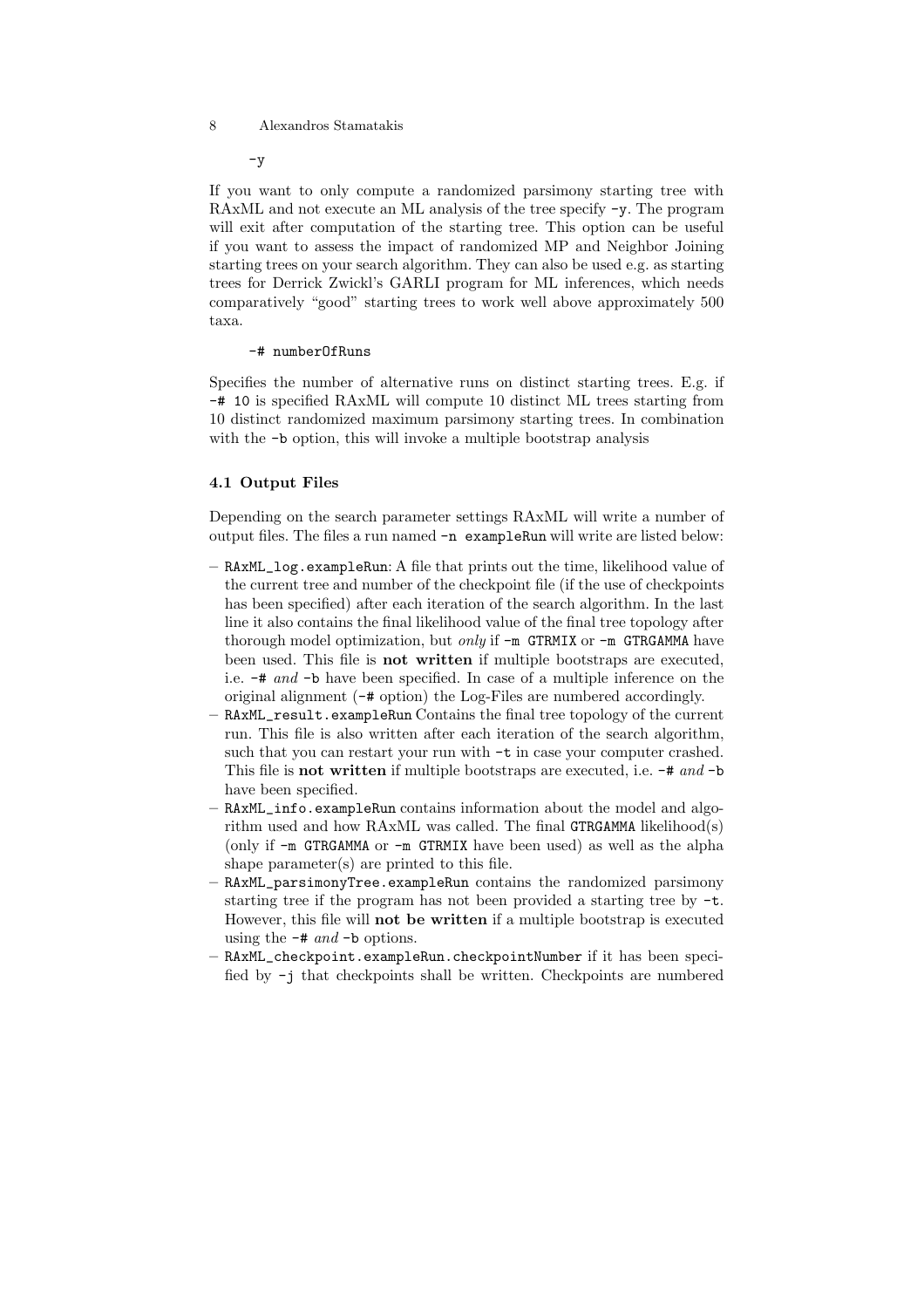`-y`

If you want to only compute a randomized parsimony starting tree with RAxML and not execute an ML analysis of the tree specify `-y`. The program will exit after computation of the starting tree. This option can be useful if you want to assess the impact of randomized MP and Neighbor Joining starting trees on your search algorithm. They can also be used e.g. as starting trees for Derrick Zwickl's GARLI program for ML inferences, which needs comparatively "good" starting trees to work well above approximately 500 taxa.

`-# numberOfRuns`

Specifies the number of alternative runs on distinct starting trees. E.g. if `-# 10` is specified RAxML will compute 10 distinct ML trees starting from 10 distinct randomized maximum parsimony starting trees. In combination with the `-b` option, this will invoke a multiple bootstrap analysis

### 4.1 Output Files

Depending on the search parameter settings RAxML will write a number of output files. The files a run named `-n exampleRun` will write are listed below:

- `RAxML_log.exampleRun`: A file that prints out the time, likelihood value of the current tree and number of the checkpoint file (if the use of checkpoints has been specified) after each iteration of the search algorithm. In the last line it also contains the final likelihood value of the final tree topology after thorough model optimization, but *only* if `-m GTRMIX` or `-m GTRGAMMA` have been used. This file is **not written** if multiple bootstraps are executed, i.e. `-#` *and* `-b` have been specified. In case of a multiple inference on the original alignment (`-#` option) the Log-Files are numbered accordingly.
- `RAxML_result.exampleRun` Contains the final tree topology of the current run. This file is also written after each iteration of the search algorithm, such that you can restart your run with `-t` in case your computer crashed. This file is **not written** if multiple bootstraps are executed, i.e. `-#` *and* `-b` have been specified.
- `RAxML_info.exampleRun` contains information about the model and algorithm used and how RAxML was called. The final `GTRGAMMA` likelihood(s) (only if `-m GTRGAMMA` or `-m GTRMIX` have been used) as well as the alpha shape parameter(s) are printed to this file.
- `RAxML_parsimonyTree.exampleRun` contains the randomized parsimony starting tree if the program has not been provided a starting tree by `-t`. However, this file will **not be written** if a multiple bootstrap is executed using the `-#` *and* `-b` options.
- `RAxML_checkpoint.exampleRun.checkpointNumber` if it has been specified by `-j` that checkpoints shall be written. Checkpoints are numbered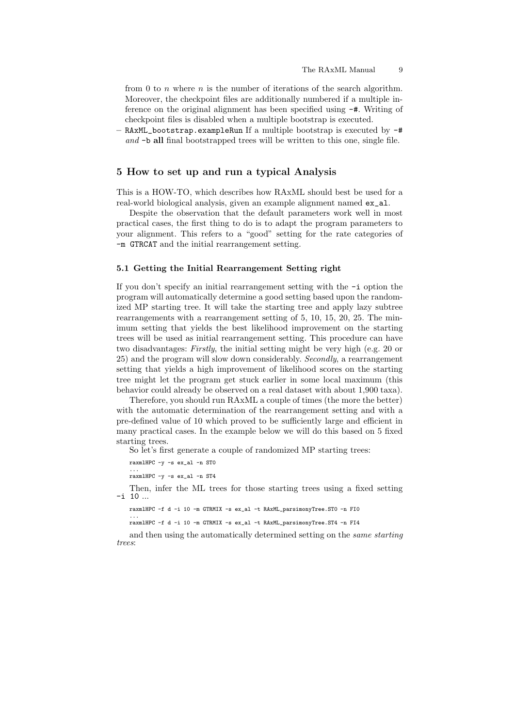from 0 to $n$ where $n$ is the number of iterations of the search algorithm. Moreover, the checkpoint files are additionally numbered if a multiple inference on the original alignment has been specified using `-#`. Writing of checkpoint files is disabled when a multiple bootstrap is executed.

– `RAxML_bootstrap.exampleRun` If a multiple bootstrap is executed by `-#` *and* `-b` **all** final bootstrapped trees will be written to this one, single file.

## 5 How to set up and run a typical Analysis

This is a HOW-TO, which describes how RAxML should best be used for a real-world biological analysis, given an example alignment named `ex_al`.

Despite the observation that the default parameters work well in most practical cases, the first thing to do is to adapt the program parameters to your alignment. This refers to a "good" setting for the rate categories of `-m GTRCAT` and the initial rearrangement setting.

### 5.1 Getting the Initial Rearrangement Setting right

If you don't specify an initial rearrangement setting with the `-i` option the program will automatically determine a good setting based upon the randomized MP starting tree. It will take the starting tree and apply lazy subtree rearrangements with a rearrangement setting of 5, 10, 15, 20, 25. The minimum setting that yields the best likelihood improvement on the starting trees will be used as initial rearrangement setting. This procedure can have two disadvantages: *Firstly*, the initial setting might be very high (e.g. 20 or 25) and the program will slow down considerably. *Secondly*, a rearrangement setting that yields a high improvement of likelihood scores on the starting tree might let the program get stuck earlier in some local maximum (this behavior could already be observed on a real dataset with about 1,900 taxa).

Therefore, you should run RAxML a couple of times (the more the better) with the automatic determination of the rearrangement setting and with a pre-defined value of 10 which proved to be sufficiently large and efficient in many practical cases. In the example below we will do this based on 5 fixed starting trees.

So let's first generate a couple of randomized MP starting trees:

```
raxmlHPC -y -s ex_al -n ST0
...
raxmlHPC -y -s ex_al -n ST4
```

Then, infer the ML trees for those starting trees using a fixed setting `-i 10` ...

```
raxmlHPC -f d -i 10 -m GTRMIX -s ex_al -t RAxML_parsimonyTree.ST0 -n FI0
...
raxmlHPC -f d -i 10 -m GTRMIX -s ex_al -t RAxML_parsimonyTree.ST4 -n FI4
```

and then using the automatically determined setting on the *same starting trees*: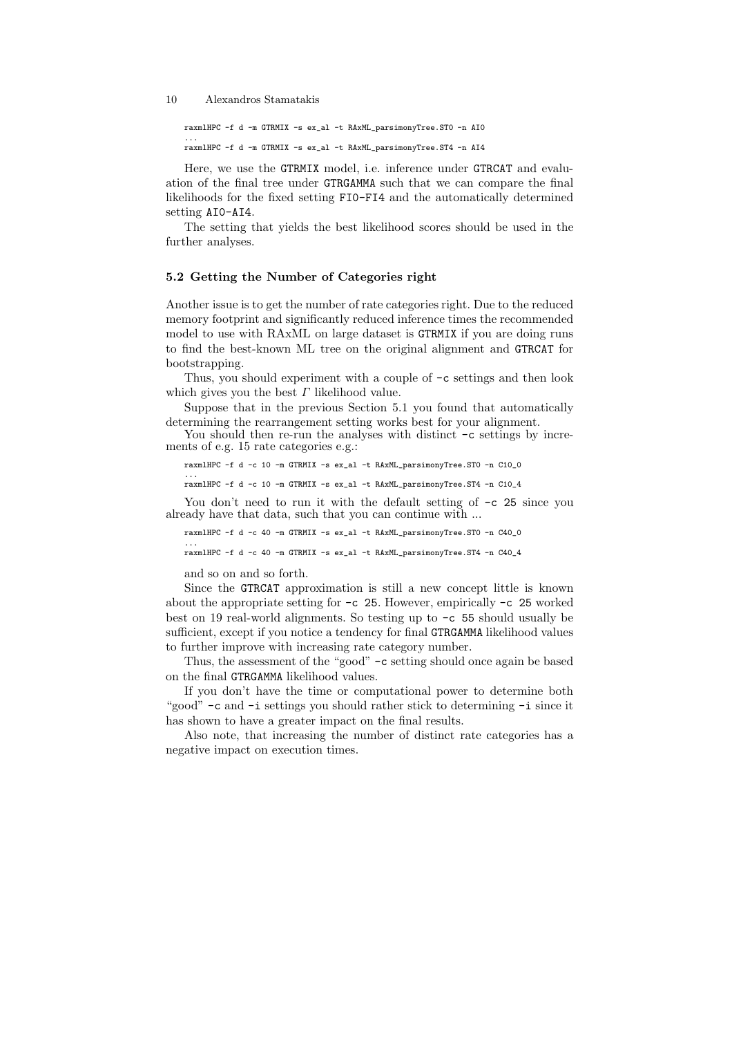```
raxmlHPC -f d -m GTRMIX -s ex_al -t RAxML_parsimonyTree.ST0 -n AI0
...
raxmlHPC -f d -m GTRMIX -s ex_al -t RAxML_parsimonyTree.ST4 -n AI4
```

Here, we use the GTRMIX model, i.e. inference under GTRCAT and evaluation of the final tree under GTRGAMMA such that we can compare the final likelihoods for the fixed setting FI0-FI4 and the automatically determined setting AI0-AI4.

The setting that yields the best likelihood scores should be used in the further analyses.

### 5.2 Getting the Number of Categories right

Another issue is to get the number of rate categories right. Due to the reduced memory footprint and significantly reduced inference times the recommended model to use with RAxML on large dataset is GTRMIX if you are doing runs to find the best-known ML tree on the original alignment and GTRCAT for bootstrapping.

Thus, you should experiment with a couple of -c settings and then look which gives you the best $\Gamma$ likelihood value.

Suppose that in the previous Section 5.1 you found that automatically determining the rearrangement setting works best for your alignment.

You should then re-run the analyses with distinct -c settings by increments of e.g. 15 rate categories e.g.:

```
raxmlHPC -f d -c 10 -m GTRMIX -s ex_al -t RAxML_parsimonyTree.ST0 -n C10_0
...
raxmlHPC -f d -c 10 -m GTRMIX -s ex_al -t RAxML_parsimonyTree.ST4 -n C10_4
```

You don't need to run it with the default setting of -c 25 since you already have that data, such that you can continue with ...

```
raxmlHPC -f d -c 40 -m GTRMIX -s ex_al -t RAxML_parsimonyTree.ST0 -n C40_0
...
raxmlHPC -f d -c 40 -m GTRMIX -s ex_al -t RAxML_parsimonyTree.ST4 -n C40_4
```

and so on and so forth.

Since the GTRCAT approximation is still a new concept little is known about the appropriate setting for -c 25. However, empirically -c 25 worked best on 19 real-world alignments. So testing up to -c 55 should usually be sufficient, except if you notice a tendency for final GTRGAMMA likelihood values to further improve with increasing rate category number.

Thus, the assessment of the "good" -c setting should once again be based on the final GTRGAMMA likelihood values.

If you don't have the time or computational power to determine both "good" -c and -i settings you should rather stick to determining -i since it has shown to have a greater impact on the final results.

Also note, that increasing the number of distinct rate categories has a negative impact on execution times.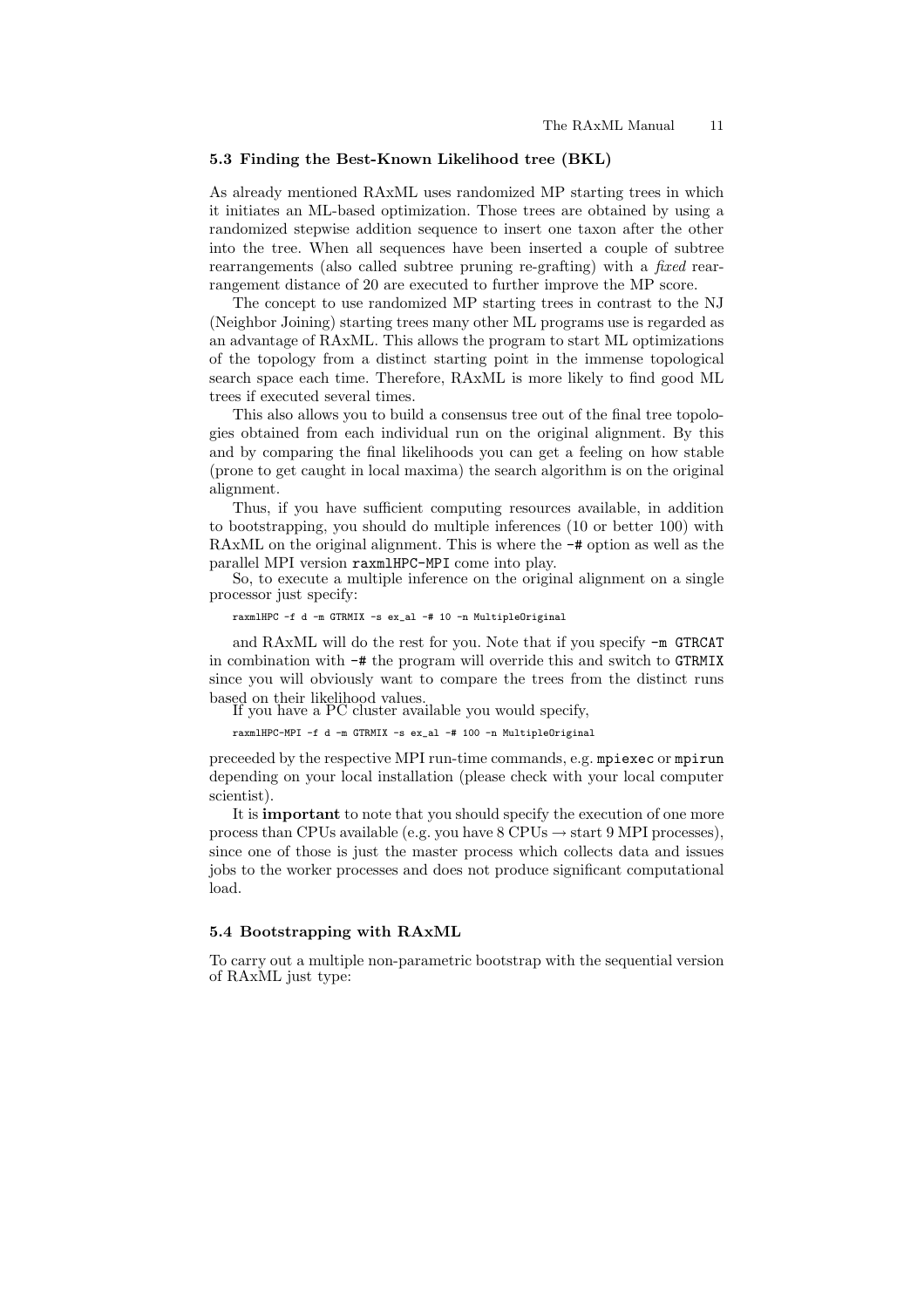### 5.3 Finding the Best-Known Likelihood tree (BKL)

As already mentioned RAxML uses randomized MP starting trees in which it initiates an ML-based optimization. Those trees are obtained by using a randomized stepwise addition sequence to insert one taxon after the other into the tree. When all sequences have been inserted a couple of subtree rearrangements (also called subtree pruning re-grafting) with a *fixed* rearrangement distance of 20 are executed to further improve the MP score.

The concept to use randomized MP starting trees in contrast to the NJ (Neighbor Joining) starting trees many other ML programs use is regarded as an advantage of RAxML. This allows the program to start ML optimizations of the topology from a distinct starting point in the immense topological search space each time. Therefore, RAxML is more likely to find good ML trees if executed several times.

This also allows you to build a consensus tree out of the final tree topologies obtained from each individual run on the original alignment. By this and by comparing the final likelihoods you can get a feeling on how stable (prone to get caught in local maxima) the search algorithm is on the original alignment.

Thus, if you have sufficient computing resources available, in addition to bootstrapping, you should do multiple inferences (10 or better 100) with RAxML on the original alignment. This is where the `-#` option as well as the parallel MPI version `raxmlHPC-MPI` come into play.

So, to execute a multiple inference on the original alignment on a single processor just specify:

```
raxmlHPC -f d -m GTRMIX -s ex_al -# 10 -n MultipleOriginal
```

and RAxML will do the rest for you. Note that if you specify `-m GTRCAT` in combination with `-#` the program will override this and switch to `GTRMIX` since you will obviously want to compare the trees from the distinct runs based on their likelihood values.

If you have a PC cluster available you would specify,

```
raxmlHPC-MPI -f d -m GTRMIX -s ex_al -# 100 -n MultipleOriginal
```

preceeded by the respective MPI run-time commands, e.g. `mpiexec` or `mpirun` depending on your local installation (please check with your local computer scientist).

It is **important** to note that you should specify the execution of one more process than CPUs available (e.g. you have 8 CPUs → start 9 MPI processes), since one of those is just the master process which collects data and issues jobs to the worker processes and does not produce significant computational load.

### 5.4 Bootstrapping with RAxML

To carry out a multiple non-parametric bootstrap with the sequential version of RAxML just type: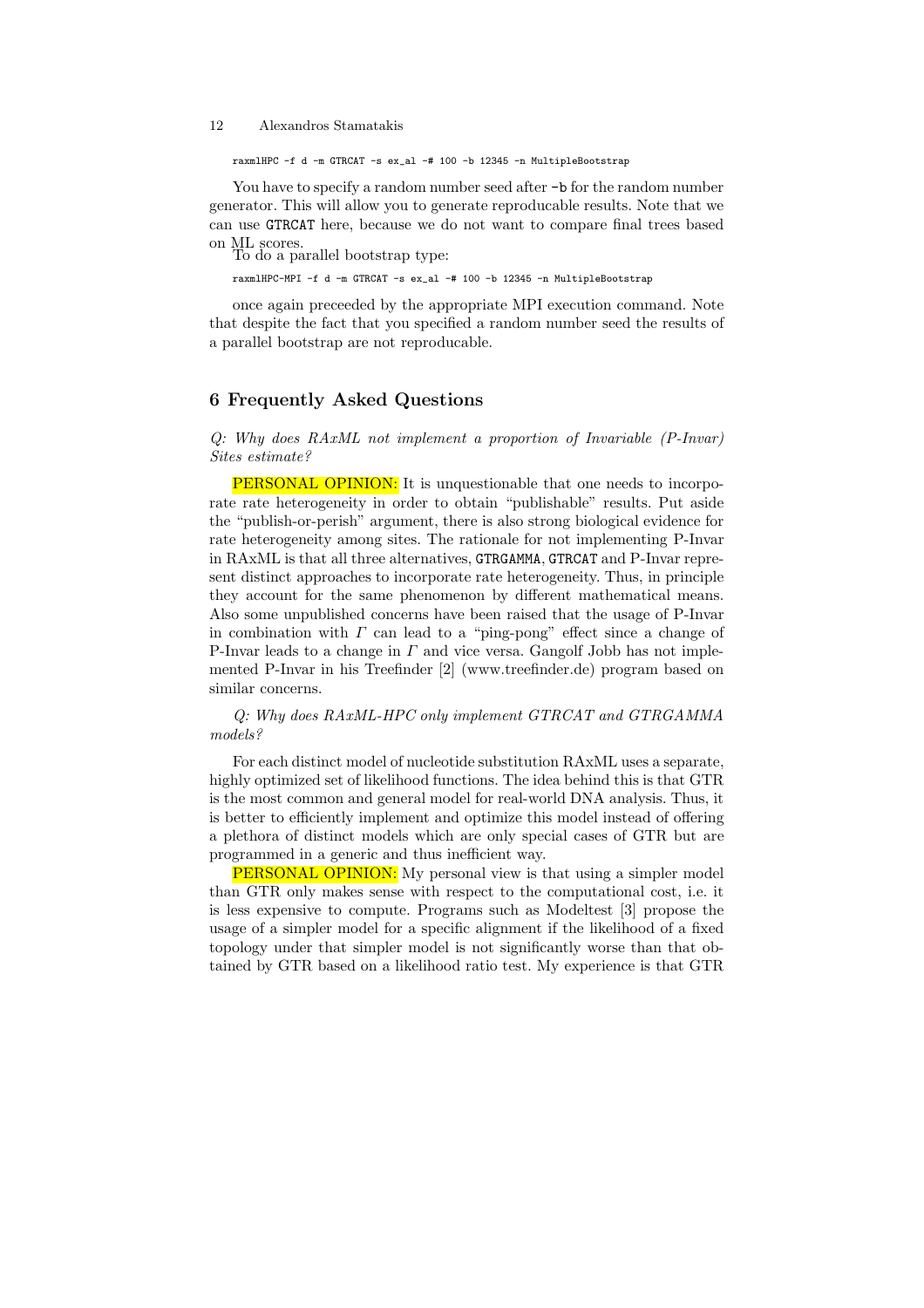```
raxmlHPC -f d -m GTRCAT -s ex_al -# 100 -b 12345 -n MultipleBootstrap
```

You have to specify a random number seed after `-b` for the random number generator. This will allow you to generate reproducable results. Note that we can use `GTRCAT` here, because we do not want to compare final trees based on ML scores.

To do a parallel bootstrap type:

```
raxmlHPC-MPI -f d -m GTRCAT -s ex_al -# 100 -b 12345 -n MultipleBootstrap
```

once again preceeded by the appropriate MPI execution command. Note that despite the fact that you specified a random number seed the results of a parallel bootstrap are not reproducable.

## 6 Frequently Asked Questions

*Q: Why does RAxML not implement a proportion of Invariable (P-Invar) Sites estimate?*

PERSONAL OPINION: It is unquestionable that one needs to incorporate rate heterogeneity in order to obtain "publishable" results. Put aside the "publish-or-perish" argument, there is also strong biological evidence for rate heterogeneity among sites. The rationale for not implementing P-Invar in RAxML is that all three alternatives, `GTRGAMMA`, `GTRCAT` and P-Invar represent distinct approaches to incorporate rate heterogeneity. Thus, in principle they account for the same phenomenon by different mathematical means. Also some unpublished concerns have been raised that the usage of P-Invar in combination with $\Gamma$ can lead to a "ping-pong" effect since a change of P-Invar leads to a change in $\Gamma$ and vice versa. Gangolf Jobb has not implemented P-Invar in his Treefinder [2] (www.treefinder.de) program based on similar concerns.

*Q: Why does RAxML-HPC only implement GTRCAT and GTRGAMMA models?*

For each distinct model of nucleotide substitution RAxML uses a separate, highly optimized set of likelihood functions. The idea behind this is that GTR is the most common and general model for real-world DNA analysis. Thus, it is better to efficiently implement and optimize this model instead of offering a plethora of distinct models which are only special cases of GTR but are programmed in a generic and thus inefficient way.

PERSONAL OPINION: My personal view is that using a simpler model than GTR only makes sense with respect to the computational cost, i.e. it is less expensive to compute. Programs such as Modeltest [3] propose the usage of a simpler model for a specific alignment if the likelihood of a fixed topology under that simpler model is not significantly worse than that obtained by GTR based on a likelihood ratio test. My experience is that GTR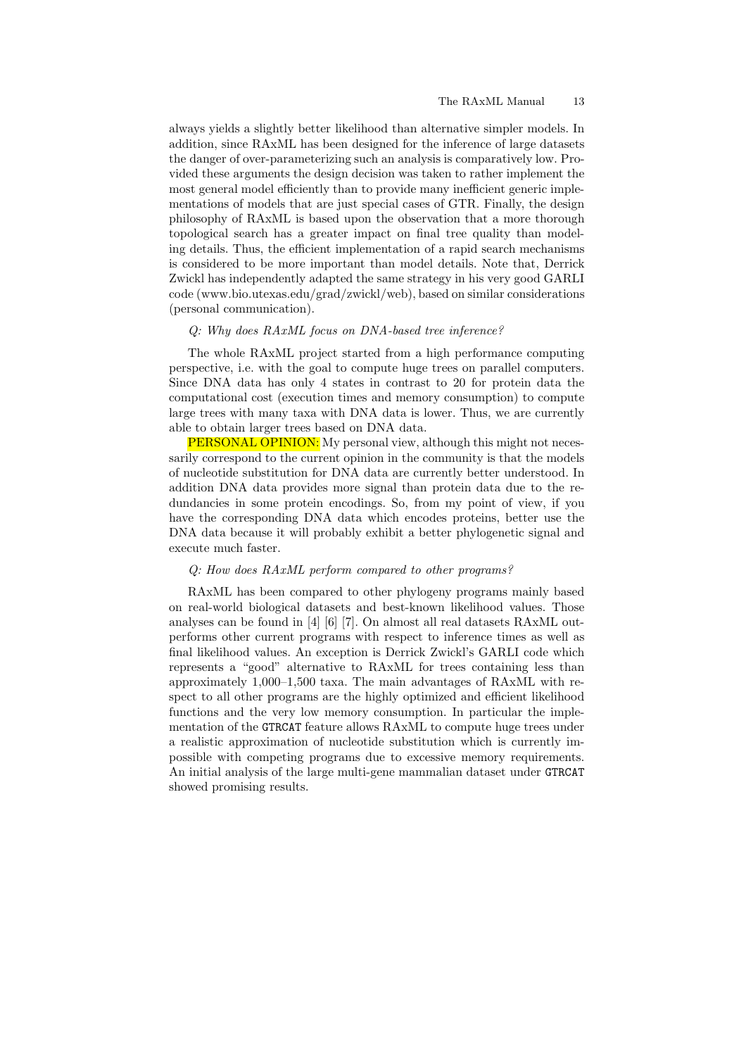always yields a slightly better likelihood than alternative simpler models. In addition, since RAxML has been designed for the inference of large datasets the danger of over-parameterizing such an analysis is comparatively low. Provided these arguments the design decision was taken to rather implement the most general model efficiently than to provide many inefficient generic implementations of models that are just special cases of GTR. Finally, the design philosophy of RAxML is based upon the observation that a more thorough topological search has a greater impact on final tree quality than modeling details. Thus, the efficient implementation of a rapid search mechanisms is considered to be more important than model details. Note that, Derrick Zwickl has independently adapted the same strategy in his very good GARLI code (www.bio.utexas.edu/grad/zwickl/web), based on similar considerations (personal communication).

*Q: Why does RAxML focus on DNA-based tree inference?*

The whole RAxML project started from a high performance computing perspective, i.e. with the goal to compute huge trees on parallel computers. Since DNA data has only 4 states in contrast to 20 for protein data the computational cost (execution times and memory consumption) to compute large trees with many taxa with DNA data is lower. Thus, we are currently able to obtain larger trees based on DNA data.

PERSONAL OPINION: My personal view, although this might not necessarily correspond to the current opinion in the community is that the models of nucleotide substitution for DNA data are currently better understood. In addition DNA data provides more signal than protein data due to the redundancies in some protein encodings. So, from my point of view, if you have the corresponding DNA data which encodes proteins, better use the DNA data because it will probably exhibit a better phylogenetic signal and execute much faster.

*Q: How does RAxML perform compared to other programs?*

RAxML has been compared to other phylogeny programs mainly based on real-world biological datasets and best-known likelihood values. Those analyses can be found in [4] [6] [7]. On almost all real datasets RAxML outperforms other current programs with respect to inference times as well as final likelihood values. An exception is Derrick Zwickl's GARLI code which represents a "good" alternative to RAxML for trees containing less than approximately 1,000–1,500 taxa. The main advantages of RAxML with respect to all other programs are the highly optimized and efficient likelihood functions and the very low memory consumption. In particular the implementation of the `GTRCAT` feature allows RAxML to compute huge trees under a realistic approximation of nucleotide substitution which is currently impossible with competing programs due to excessive memory requirements. An initial analysis of the large multi-gene mammalian dataset under `GTRCAT` showed promising results.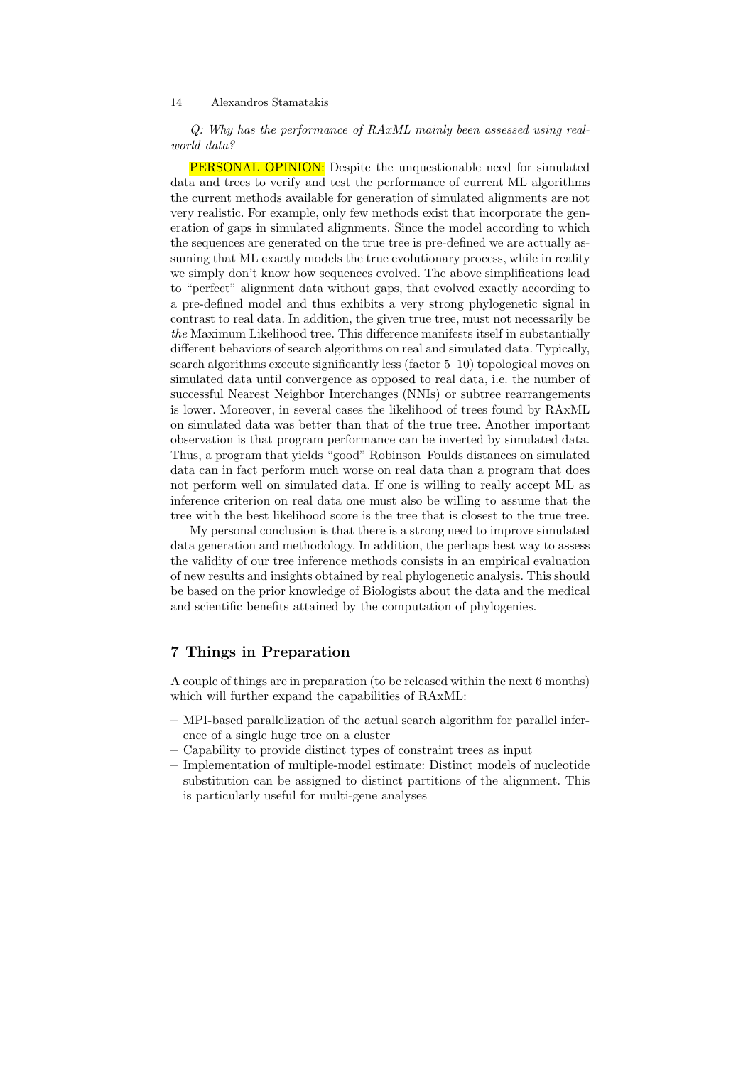*Q: Why has the performance of RAxML mainly been assessed using real-world data?*

PERSONAL OPINION: Despite the unquestionable need for simulated data and trees to verify and test the performance of current ML algorithms the current methods available for generation of simulated alignments are not very realistic. For example, only few methods exist that incorporate the generation of gaps in simulated alignments. Since the model according to which the sequences are generated on the true tree is pre-defined we are actually assuming that ML exactly models the true evolutionary process, while in reality we simply don't know how sequences evolved. The above simplifications lead to "perfect" alignment data without gaps, that evolved exactly according to a pre-defined model and thus exhibits a very strong phylogenetic signal in contrast to real data. In addition, the given true tree, must not necessarily be *the* Maximum Likelihood tree. This difference manifests itself in substantially different behaviors of search algorithms on real and simulated data. Typically, search algorithms execute significantly less (factor 5–10) topological moves on simulated data until convergence as opposed to real data, i.e. the number of successful Nearest Neighbor Interchanges (NNIs) or subtree rearrangements is lower. Moreover, in several cases the likelihood of trees found by RAxML on simulated data was better than that of the true tree. Another important observation is that program performance can be inverted by simulated data. Thus, a program that yields "good" Robinson–Foulds distances on simulated data can in fact perform much worse on real data than a program that does not perform well on simulated data. If one is willing to really accept ML as inference criterion on real data one must also be willing to assume that the tree with the best likelihood score is the tree that is closest to the true tree.

My personal conclusion is that there is a strong need to improve simulated data generation and methodology. In addition, the perhaps best way to assess the validity of our tree inference methods consists in an empirical evaluation of new results and insights obtained by real phylogenetic analysis. This should be based on the prior knowledge of Biologists about the data and the medical and scientific benefits attained by the computation of phylogenies.

## 7 Things in Preparation

A couple of things are in preparation (to be released within the next 6 months) which will further expand the capabilities of RAxML:

- MPI-based parallelization of the actual search algorithm for parallel inference of a single huge tree on a cluster
- Capability to provide distinct types of constraint trees as input
- Implementation of multiple-model estimate: Distinct models of nucleotide substitution can be assigned to distinct partitions of the alignment. This is particularly useful for multi-gene analyses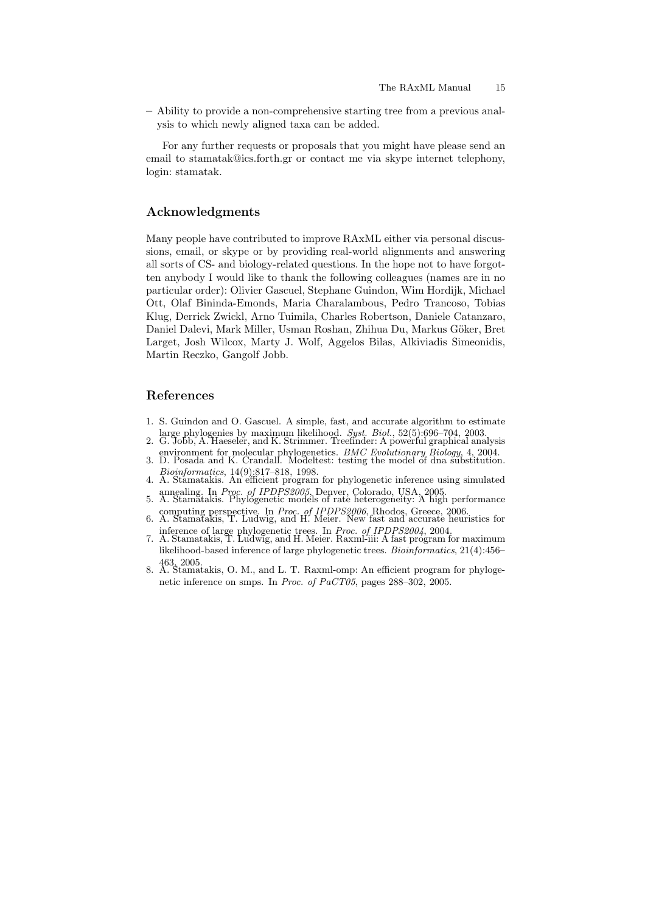– Ability to provide a non-comprehensive starting tree from a previous analysis to which newly aligned taxa can be added.

For any further requests or proposals that you might have please send an email to stamatak@ics.forth.gr or contact me via skype internet telephony, login: stamatak.

## Acknowledgments

Many people have contributed to improve RAxML either via personal discussions, email, or skype or by providing real-world alignments and answering all sorts of CS- and biology-related questions. In the hope not to have forgotten anybody I would like to thank the following colleagues (names are in no particular order): Olivier Gascuel, Stephane Guindon, Wim Hordijk, Michael Ott, Olaf Bininda-Emonds, Maria Charalambous, Pedro Trancoso, Tobias Klug, Derrick Zwickl, Arno Tuimila, Charles Robertson, Daniele Catanzaro, Daniel Dalevi, Mark Miller, Usman Roshan, Zhihua Du, Markus Göker, Bret Larget, Josh Wilcox, Marty J. Wolf, Aggelos Bilas, Alkiviadis Simeonidis, Martin Reczko, Gangolf Jobb.

## References

1. S. Guindon and O. Gascuel. A simple, fast, and accurate algorithm to estimate large phylogenies by maximum likelihood. *Syst. Biol.*, 52(5):696–704, 2003.
2. G. Jobb, A. Haeseler, and K. Strimmer. Treefinder: A powerful graphical analysis environment for molecular phylogenetics. *BMC Evolutionary Biology*, 4, 2004.
3. D. Posada and K. Crandall. Modeltest: testing the model of dna substitution. *Bioinformatics*, 14(9):817–818, 1998.
4. A. Stamatakis. An efficient program for phylogenetic inference using simulated annealing. In *Proc. of IPDPS2005*, Denver, Colorado, USA, 2005.
5. A. Stamatakis. Phylogenetic models of rate heterogeneity: A high performance computing perspective. In *Proc. of IPDPS2006*, Rhodos, Greece, 2006.
6. A. Stamatakis, T. Ludwig, and H. Meier. New fast and accurate heuristics for inference of large phylogenetic trees. In *Proc. of IPDPS2004*, 2004.
7. A. Stamatakis, T. Ludwig, and H. Meier. Raxml-iii: A fast program for maximum likelihood-based inference of large phylogenetic trees. *Bioinformatics*, 21(4):456–463, 2005.
8. A. Stamatakis, O. M., and L. T. Raxml-omp: An efficient program for phylogenetic inference on smps. In *Proc. of PaCT05*, pages 288–302, 2005.